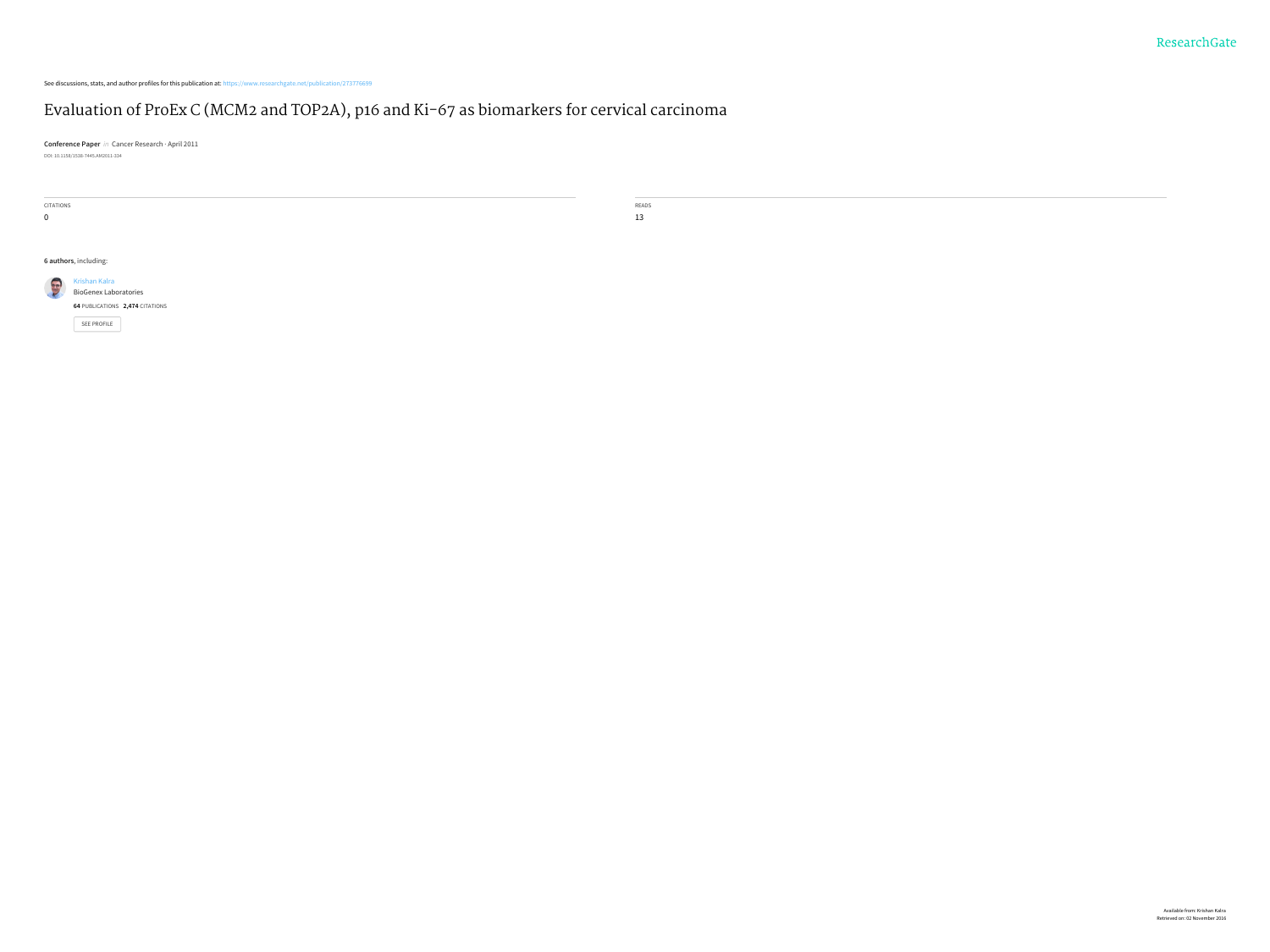See discussions, stats, and author profiles for this publication at: https://www.researchgate.net/publication/273776699

# Evaluation of ProEx C (MCM2 and TOP2A), p16 and Ki-67 as biomarkers for cervical carcinoma

**Conference Paper** in Cancer Research · April 2011

DOI: 10.1158/1538-7445.AM2011-334

CITATIONS
0

READS
13

**6 authors**, including:

Krishan Kalra
BioGenex Laboratories
**64** PUBLICATIONS **2,474** CITATIONS

SEE PROFILE

Available from: Krishan Kalra
Retrieved on: 02 November 2016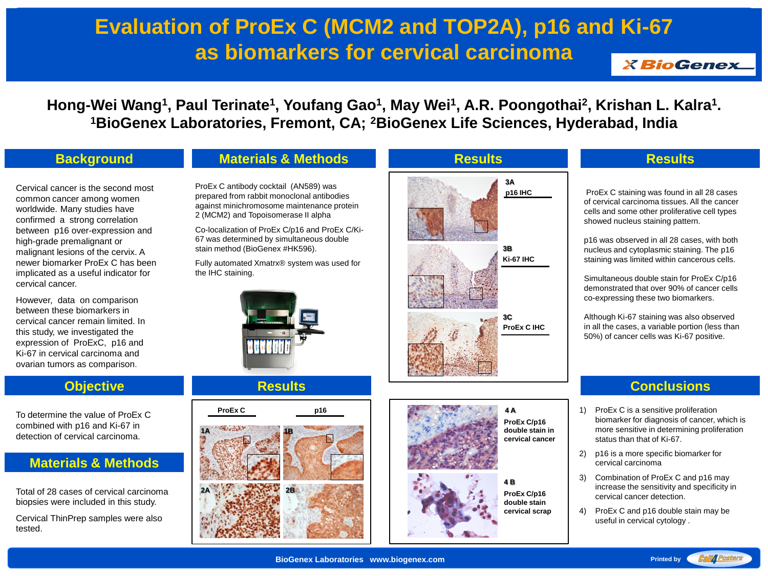# Evaluation of ProEx C (MCM2 and TOP2A), p16 and Ki-67 as biomarkers for cervical carcinoma

BioGenex

**Hong-Wei Wang[1], Paul Terinate[1], Youfang Gao[1], May Wei[1], A.R. Poongothai[2], Krishan L. Kalra[1].**
**[1]BioGenex Laboratories, Fremont, CA; [2]BioGenex Life Sciences, Hyderabad, India**

## Background

Cervical cancer is the second most common cancer among women worldwide. Many studies have confirmed a strong correlation between p16 over-expression and high-grade premalignant or malignant lesions of the cervix. A newer biomarker ProEx C has been implicated as a useful indicator for cervical cancer.

However, data on comparison between these biomarkers in cervical cancer remain limited. In this study, we investigated the expression of ProExC, p16 and Ki-67 in cervical carcinoma and ovarian tumors as comparison.

## Objective

To determine the value of ProEx C combined with p16 and Ki-67 in detection of cervical carcinoma.

## Materials & Methods

Total of 28 cases of cervical carcinoma biopsies were included in this study.

Cervical ThinPrep samples were also tested.

ProEx C antibody cocktail (AN589) was prepared from rabbit monoclonal antibodies against minichromosome maintenance protein 2 (MCM2) and Topoisomerase II alpha

Co-localization of ProEx C/p16 and ProEx C/Ki-67 was determined by simultaneous double stain method (BioGenex #HK596).

Fully automated Xmatrx® system was used for the IHC staining.

## Results

ProEx C | p16

1A | 1B

2A | 2B

3A p16 IHC

3B Ki-67 IHC

3C ProEx C IHC

4 A ProEx C/p16 double stain in cervical cancer

4 B ProEx C/p16 double stain cervical scrap

## Results

ProEx C staining was found in all 28 cases of cervical carcinoma tissues. All the cancer cells and some other proliferative cell types showed nucleus staining pattern.

p16 was observed in all 28 cases, with both nucleus and cytoplasmic staining. The p16 staining was limited within cancerous cells.

Simultaneous double stain for ProEx C/p16 demonstrated that over 90% of cancer cells co-expressing these two biomarkers.

Although Ki-67 staining was also observed in all the cases, a variable portion (less than 50%) of cancer cells was Ki-67 positive.

## Conclusions

1) ProEx C is a sensitive proliferation biomarker for diagnosis of cancer, which is more sensitive in determining proliferation status than that of Ki-67.
2) p16 is a more specific biomarker for cervical carcinoma
3) Combination of ProEx C and p16 may increase the sensitivity and specificity in cervical cancer detection.
4) ProEx C and p16 double stain may be useful in cervical cytology .

BioGenex Laboratories www.biogenex.com

Printed by Cell4Posters